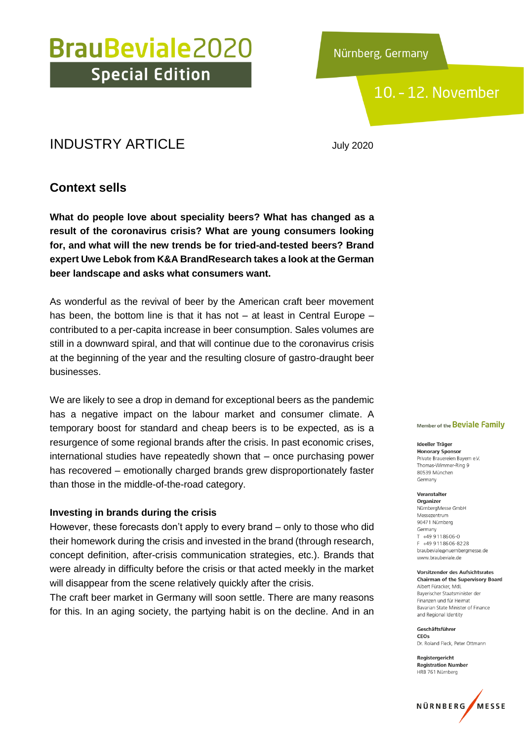# BrauBeviale2020 Special Edition

Nürnberg, Germany

10. – 12. November

## INDUSTRY ARTICLE

July 2020

## Context sells

**What do people love about speciality beers? What has changed as a result of the coronavirus crisis? What are young consumers looking for, and what will the new trends be for tried-and-tested beers? Brand expert Uwe Lebok from K&A BrandResearch takes a look at the German beer landscape and asks what consumers want.**

As wonderful as the revival of beer by the American craft beer movement has been, the bottom line is that it has not – at least in Central Europe – contributed to a per-capita increase in beer consumption. Sales volumes are still in a downward spiral, and that will continue due to the coronavirus crisis at the beginning of the year and the resulting closure of gastro-draught beer businesses.

We are likely to see a drop in demand for exceptional beers as the pandemic has a negative impact on the labour market and consumer climate. A temporary boost for standard and cheap beers is to be expected, as is a resurgence of some regional brands after the crisis. In past economic crises, international studies have repeatedly shown that – once purchasing power has recovered – emotionally charged brands grew disproportionately faster than those in the middle-of-the-road category.

### Investing in brands during the crisis

However, these forecasts don't apply to every brand – only to those who did their homework during the crisis and invested in the brand (through research, concept definition, after-crisis communication strategies, etc.). Brands that were already in difficulty before the crisis or that acted meekly in the market will disappear from the scene relatively quickly after the crisis.

The craft beer market in Germany will soon settle. There are many reasons for this. In an aging society, the partying habit is on the decline. And in an

Member of the Beviale Family

**Ideeller Träger**
**Honorary Sponsor**
Private Brauereien Bayern e.V.
Thomas-Wimmer-Ring 9
80539 München
Germany

**Veranstalter**
**Organizer**
NürnbergMesse GmbH
Messezentrum
90471 Nürnberg
Germany
T +49 9118606-0
F +49 9118606-8228
braubeviale@nuernbergmesse.de
www.braubeviale.de

**Vorsitzender des Aufsichtsrates**
**Chairman of the Supervisory Board**
Albert Füracker, MdL
Bayerischer Staatsminister der Finanzen und für Heimat
Bavarian State Minister of Finance and Regional Identity

**Geschäftsführer**
**CEOs**
Dr. Roland Fleck, Peter Ottmann

**Registergericht**
**Registration Number**
HRB 761 Nürnberg

NÜRNBERG MESSE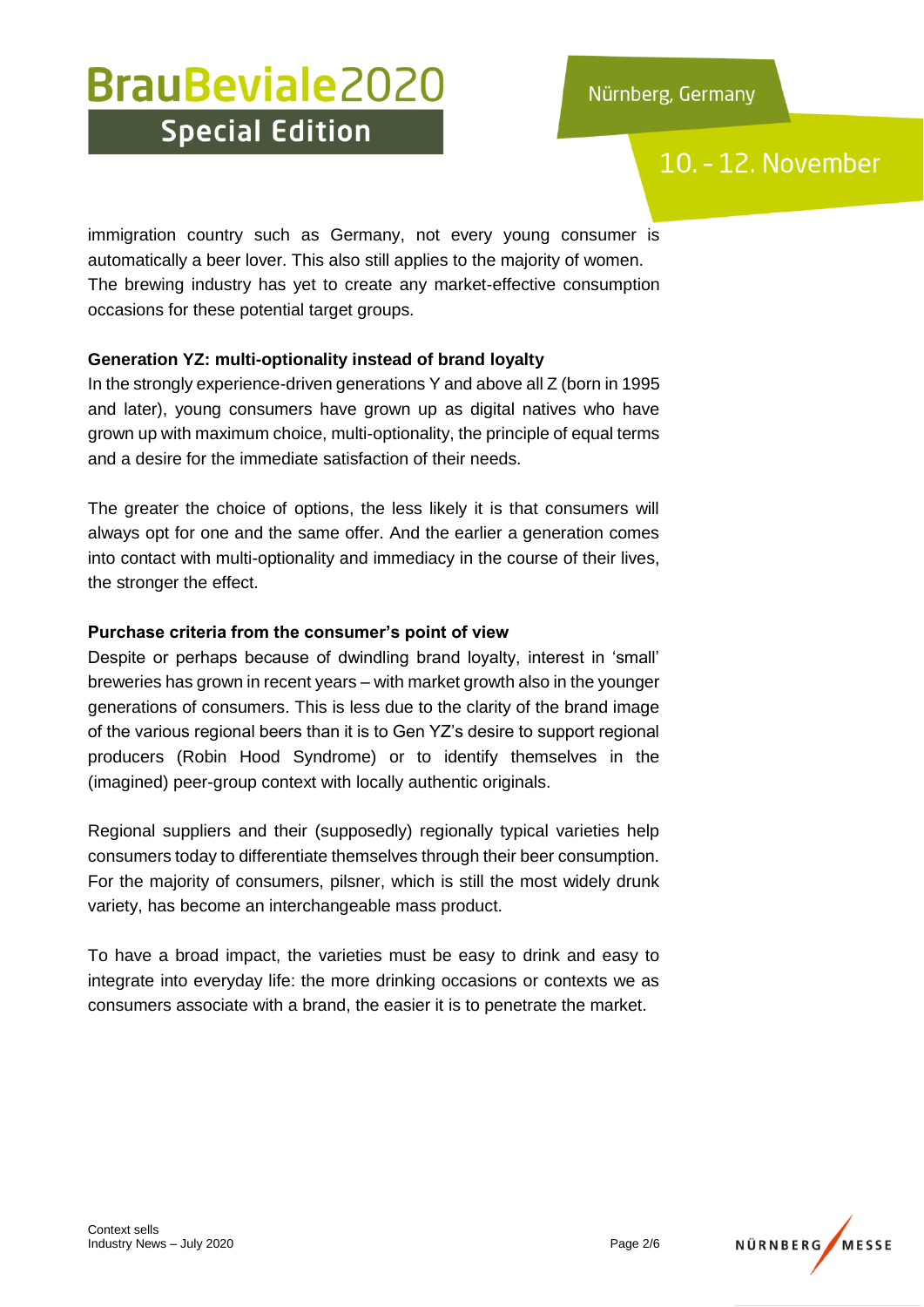immigration country such as Germany, not every young consumer is automatically a beer lover. This also still applies to the majority of women. The brewing industry has yet to create any market-effective consumption occasions for these potential target groups.

**Generation YZ: multi-optionality instead of brand loyalty**

In the strongly experience-driven generations Y and above all Z (born in 1995 and later), young consumers have grown up as digital natives who have grown up with maximum choice, multi-optionality, the principle of equal terms and a desire for the immediate satisfaction of their needs.

The greater the choice of options, the less likely it is that consumers will always opt for one and the same offer. And the earlier a generation comes into contact with multi-optionality and immediacy in the course of their lives, the stronger the effect.

**Purchase criteria from the consumer's point of view**

Despite or perhaps because of dwindling brand loyalty, interest in 'small' breweries has grown in recent years – with market growth also in the younger generations of consumers. This is less due to the clarity of the brand image of the various regional beers than it is to Gen YZ's desire to support regional producers (Robin Hood Syndrome) or to identify themselves in the (imagined) peer-group context with locally authentic originals.

Regional suppliers and their (supposedly) regionally typical varieties help consumers today to differentiate themselves through their beer consumption. For the majority of consumers, pilsner, which is still the most widely drunk variety, has become an interchangeable mass product.

To have a broad impact, the varieties must be easy to drink and easy to integrate into everyday life: the more drinking occasions or contexts we as consumers associate with a brand, the easier it is to penetrate the market.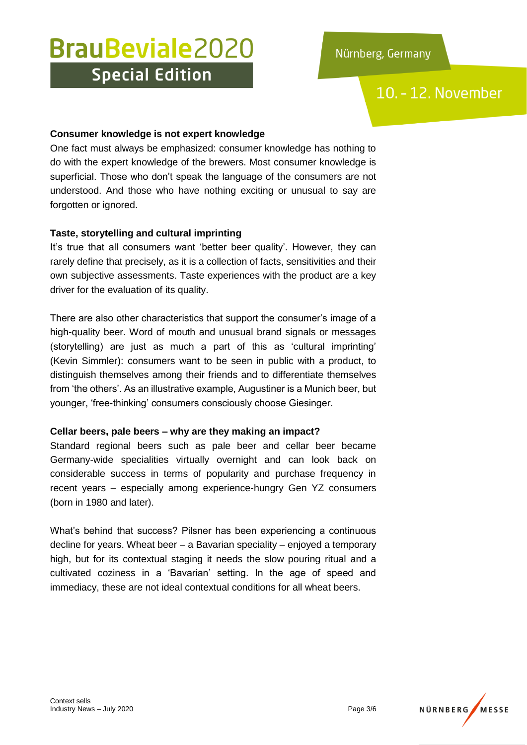### Consumer knowledge is not expert knowledge

One fact must always be emphasized: consumer knowledge has nothing to do with the expert knowledge of the brewers. Most consumer knowledge is superficial. Those who don't speak the language of the consumers are not understood. And those who have nothing exciting or unusual to say are forgotten or ignored.

### Taste, storytelling and cultural imprinting

It's true that all consumers want 'better beer quality'. However, they can rarely define that precisely, as it is a collection of facts, sensitivities and their own subjective assessments. Taste experiences with the product are a key driver for the evaluation of its quality.

There are also other characteristics that support the consumer's image of a high-quality beer. Word of mouth and unusual brand signals or messages (storytelling) are just as much a part of this as 'cultural imprinting' (Kevin Simmler): consumers want to be seen in public with a product, to distinguish themselves among their friends and to differentiate themselves from 'the others'. As an illustrative example, Augustiner is a Munich beer, but younger, 'free-thinking' consumers consciously choose Giesinger.

### Cellar beers, pale beers – why are they making an impact?

Standard regional beers such as pale beer and cellar beer became Germany-wide specialities virtually overnight and can look back on considerable success in terms of popularity and purchase frequency in recent years – especially among experience-hungry Gen YZ consumers (born in 1980 and later).

What's behind that success? Pilsner has been experiencing a continuous decline for years. Wheat beer – a Bavarian speciality – enjoyed a temporary high, but for its contextual staging it needs the slow pouring ritual and a cultivated coziness in a 'Bavarian' setting. In the age of speed and immediacy, these are not ideal contextual conditions for all wheat beers.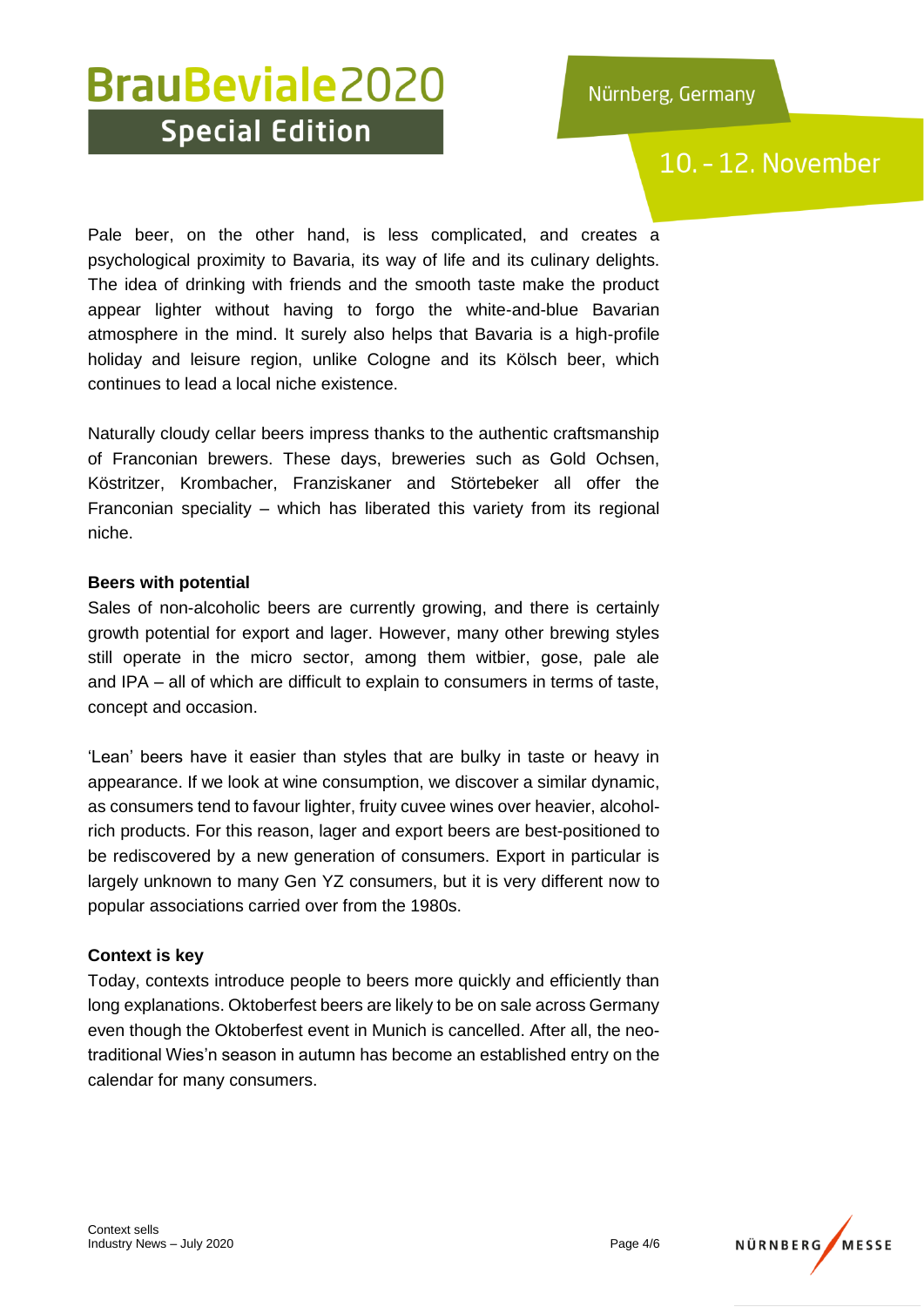Pale beer, on the other hand, is less complicated, and creates a psychological proximity to Bavaria, its way of life and its culinary delights. The idea of drinking with friends and the smooth taste make the product appear lighter without having to forgo the white-and-blue Bavarian atmosphere in the mind. It surely also helps that Bavaria is a high-profile holiday and leisure region, unlike Cologne and its Kölsch beer, which continues to lead a local niche existence.

Naturally cloudy cellar beers impress thanks to the authentic craftsmanship of Franconian brewers. These days, breweries such as Gold Ochsen, Köstritzer, Krombacher, Franziskaner and Störtebeker all offer the Franconian speciality – which has liberated this variety from its regional niche.

**Beers with potential**

Sales of non-alcoholic beers are currently growing, and there is certainly growth potential for export and lager. However, many other brewing styles still operate in the micro sector, among them witbier, gose, pale ale and IPA – all of which are difficult to explain to consumers in terms of taste, concept and occasion.

'Lean' beers have it easier than styles that are bulky in taste or heavy in appearance. If we look at wine consumption, we discover a similar dynamic, as consumers tend to favour lighter, fruity cuvee wines over heavier, alcohol-rich products. For this reason, lager and export beers are best-positioned to be rediscovered by a new generation of consumers. Export in particular is largely unknown to many Gen YZ consumers, but it is very different now to popular associations carried over from the 1980s.

**Context is key**

Today, contexts introduce people to beers more quickly and efficiently than long explanations. Oktoberfest beers are likely to be on sale across Germany even though the Oktoberfest event in Munich is cancelled. After all, the neo-traditional Wies'n season in autumn has become an established entry on the calendar for many consumers.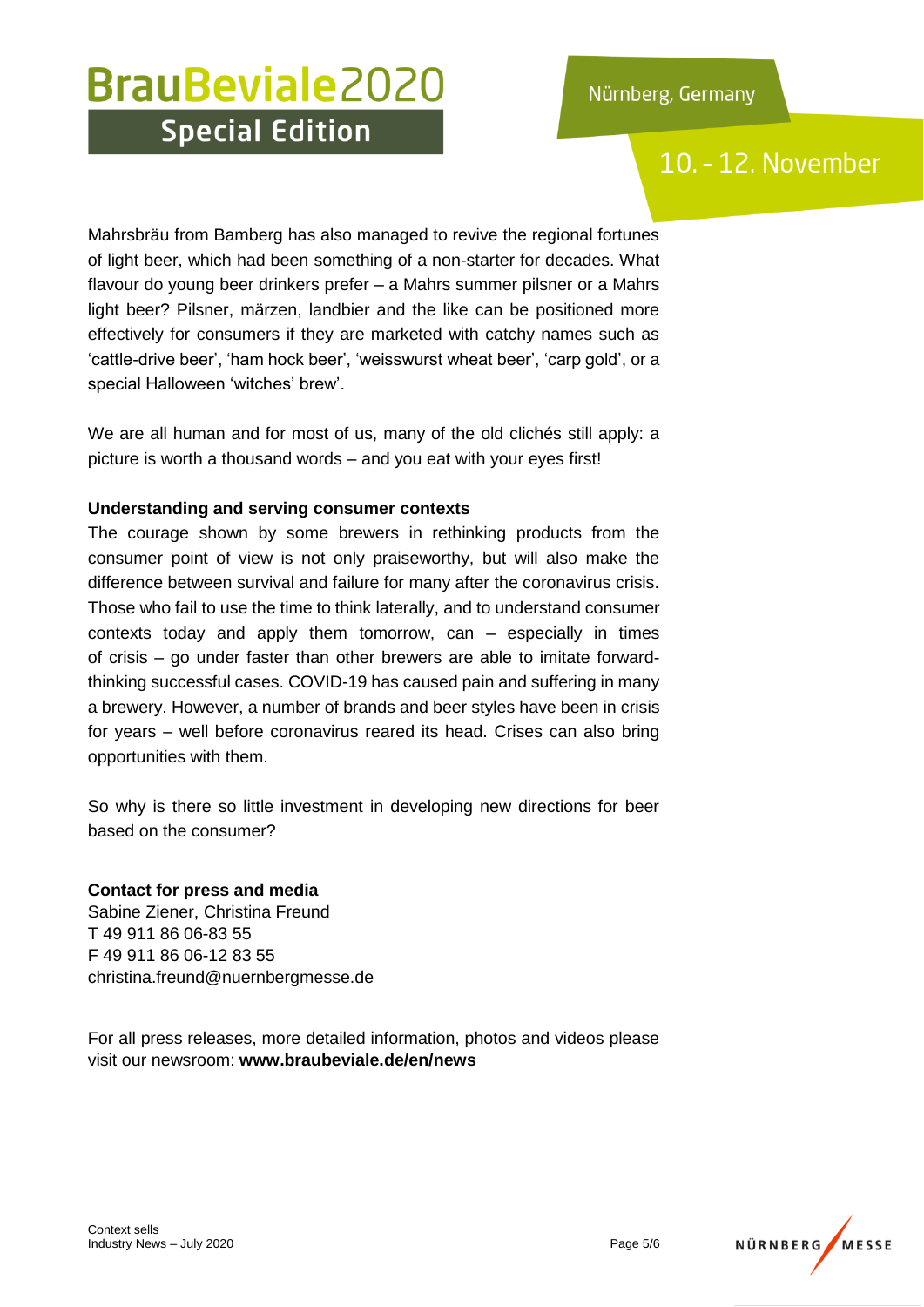Mahrsbräu from Bamberg has also managed to revive the regional fortunes of light beer, which had been something of a non-starter for decades. What flavour do young beer drinkers prefer – a Mahrs summer pilsner or a Mahrs light beer? Pilsner, märzen, landbier and the like can be positioned more effectively for consumers if they are marketed with catchy names such as 'cattle-drive beer', 'ham hock beer', 'weisswurst wheat beer', 'carp gold', or a special Halloween 'witches' brew'.

We are all human and for most of us, many of the old clichés still apply: a picture is worth a thousand words – and you eat with your eyes first!

**Understanding and serving consumer contexts**

The courage shown by some brewers in rethinking products from the consumer point of view is not only praiseworthy, but will also make the difference between survival and failure for many after the coronavirus crisis. Those who fail to use the time to think laterally, and to understand consumer contexts today and apply them tomorrow, can – especially in times of crisis – go under faster than other brewers are able to imitate forward-thinking successful cases. COVID-19 has caused pain and suffering in many a brewery. However, a number of brands and beer styles have been in crisis for years – well before coronavirus reared its head. Crises can also bring opportunities with them.

So why is there so little investment in developing new directions for beer based on the consumer?

**Contact for press and media**

Sabine Ziener, Christina Freund  
T 49 911 86 06-83 55  
F 49 911 86 06-12 83 55  
christina.freund@nuernbergmesse.de

For all press releases, more detailed information, photos and videos please visit our newsroom: **www.braubeviale.de/en/news**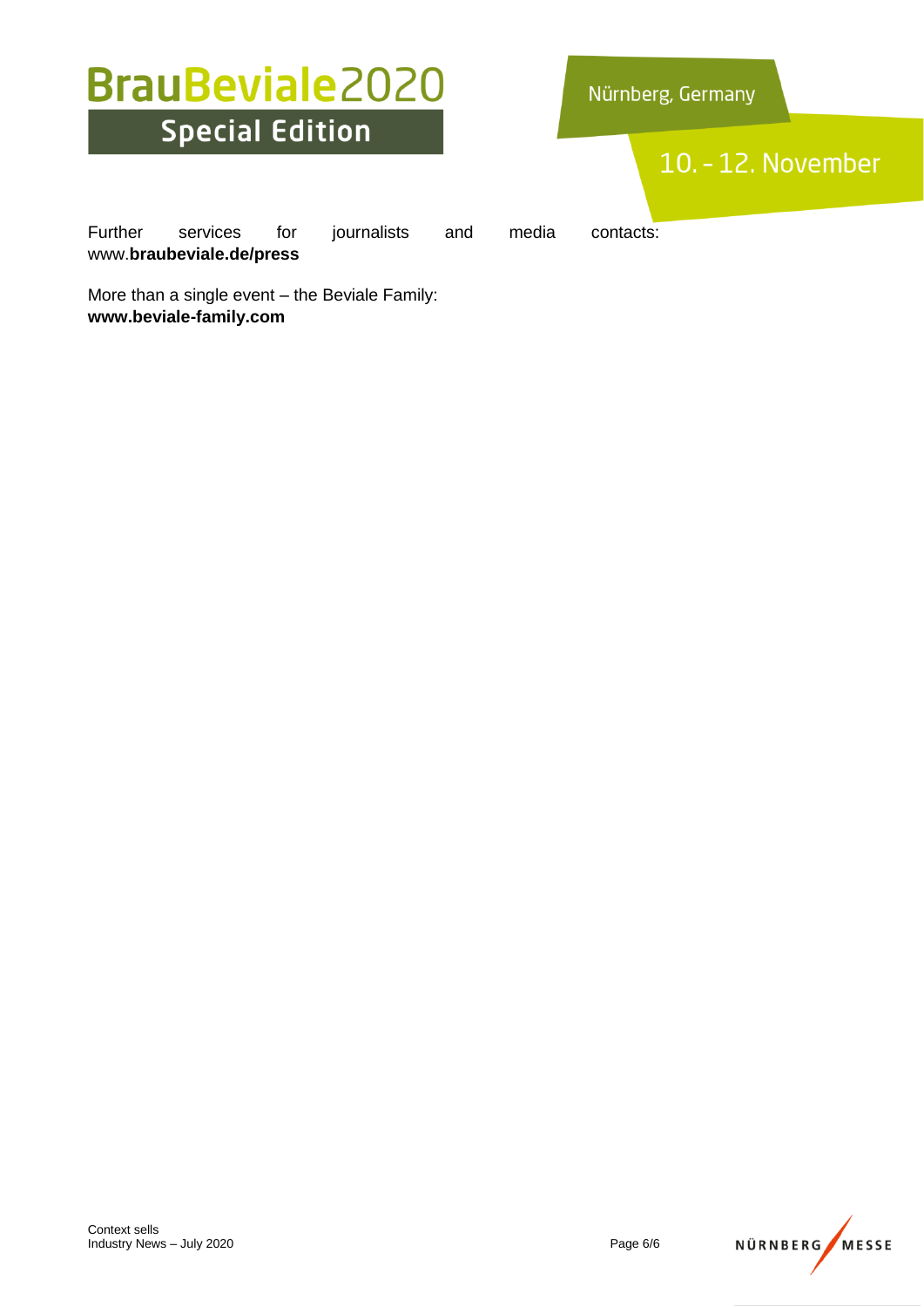Further services for journalists and media contacts:
www.**braubeviale.de/press**

More than a single event – the Beviale Family:
**www.beviale-family.com**